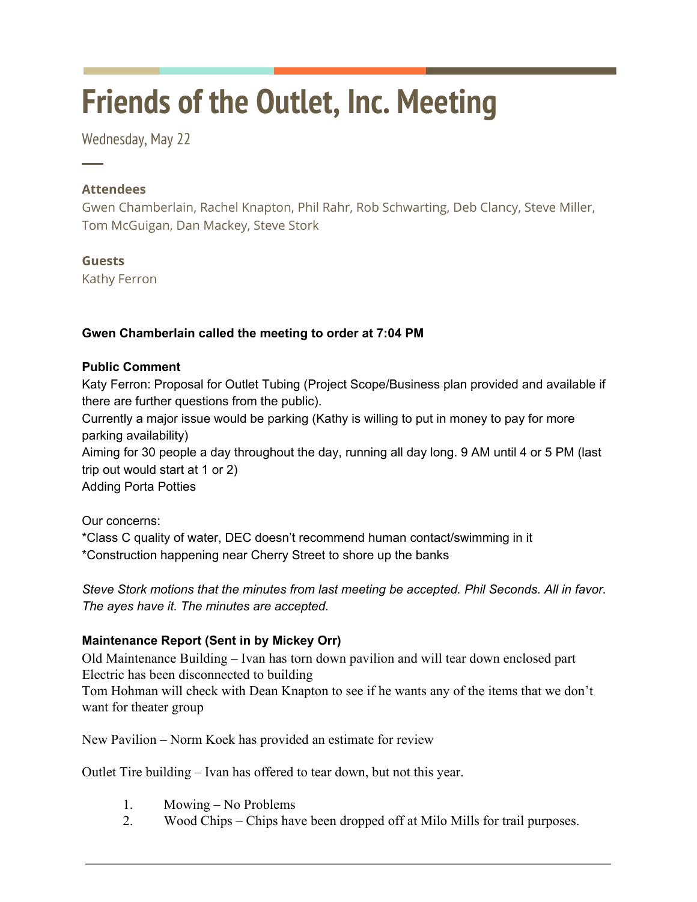# Friends of the Outlet, Inc. Meeting

Wednesday, May 22

### Attendees

Gwen Chamberlain, Rachel Knapton, Phil Rahr, Rob Schwarting, Deb Clancy, Steve Miller, Tom McGuigan, Dan Mackey, Steve Stork

### Guests

Kathy Ferron

**Gwen Chamberlain called the meeting to order at 7:04 PM**

**Public Comment**

Katy Ferron: Proposal for Outlet Tubing (Project Scope/Business plan provided and available if there are further questions from the public).

Currently a major issue would be parking (Kathy is willing to put in money to pay for more parking availability)

Aiming for 30 people a day throughout the day, running all day long. 9 AM until 4 or 5 PM (last trip out would start at 1 or 2)

Adding Porta Potties

Our concerns:

*Class C quality of water, DEC doesn't recommend human contact/swimming in it

*Construction happening near Cherry Street to shore up the banks

*Steve Stork motions that the minutes from last meeting be accepted. Phil Seconds. All in favor. The ayes have it. The minutes are accepted.*

**Maintenance Report (Sent in by Mickey Orr)**

Old Maintenance Building – Ivan has torn down pavilion and will tear down enclosed part

Electric has been disconnected to building

Tom Hohman will check with Dean Knapton to see if he wants any of the items that we don't want for theater group

New Pavilion – Norm Koek has provided an estimate for review

Outlet Tire building – Ivan has offered to tear down, but not this year.

1. Mowing – No Problems
2. Wood Chips – Chips have been dropped off at Milo Mills for trail purposes.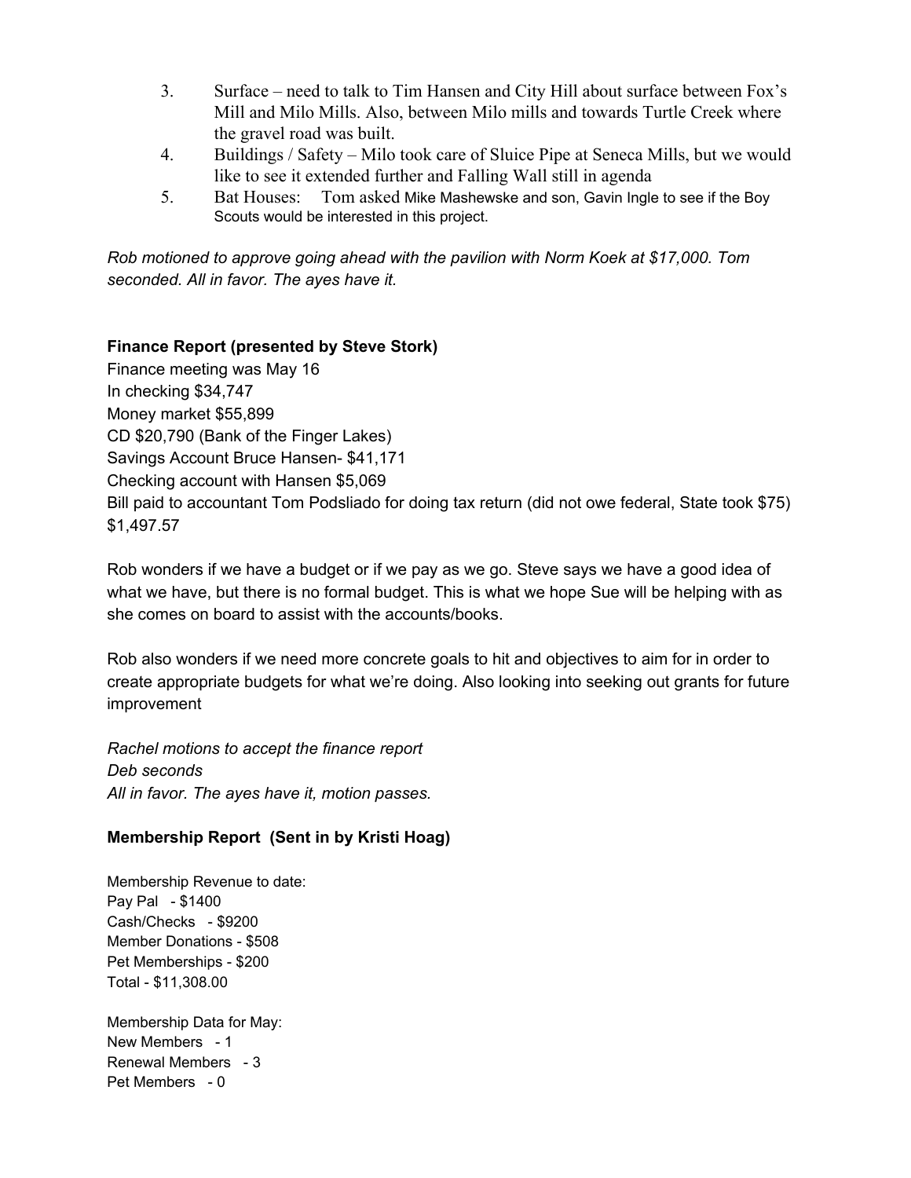3. Surface – need to talk to Tim Hansen and City Hill about surface between Fox's Mill and Milo Mills. Also, between Milo mills and towards Turtle Creek where the gravel road was built.
4. Buildings / Safety – Milo took care of Sluice Pipe at Seneca Mills, but we would like to see it extended further and Falling Wall still in agenda
5. Bat Houses: Tom asked Mike Mashewske and son, Gavin Ingle to see if the Boy Scouts would be interested in this project.

*Rob motioned to approve going ahead with the pavilion with Norm Koek at $17,000. Tom seconded. All in favor. The ayes have it.*

**Finance Report (presented by Steve Stork)**

Finance meeting was May 16
In checking $34,747
Money market $55,899
CD $20,790 (Bank of the Finger Lakes)
Savings Account Bruce Hansen- $41,171
Checking account with Hansen $5,069
Bill paid to accountant Tom Podsliado for doing tax return (did not owe federal, State took $75) $1,497.57

Rob wonders if we have a budget or if we pay as we go. Steve says we have a good idea of what we have, but there is no formal budget. This is what we hope Sue will be helping with as she comes on board to assist with the accounts/books.

Rob also wonders if we need more concrete goals to hit and objectives to aim for in order to create appropriate budgets for what we're doing. Also looking into seeking out grants for future improvement

*Rachel motions to accept the finance report*
*Deb seconds*
*All in favor. The ayes have it, motion passes.*

**Membership Report (Sent in by Kristi Hoag)**

Membership Revenue to date:
Pay Pal - $1400
Cash/Checks - $9200
Member Donations - $508
Pet Memberships - $200
Total - $11,308.00

Membership Data for May:
New Members - 1
Renewal Members - 3
Pet Members - 0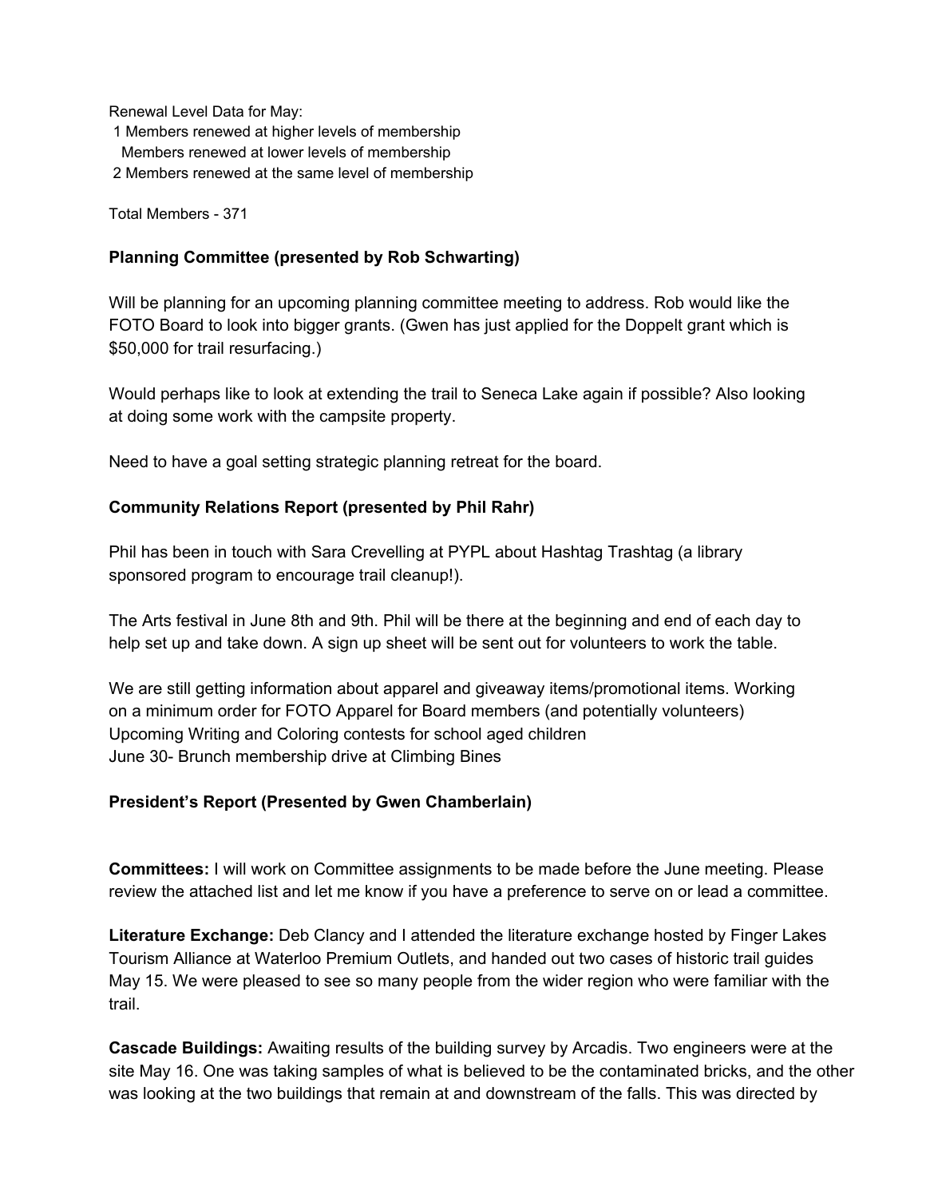Renewal Level Data for May:
1 Members renewed at higher levels of membership
Members renewed at lower levels of membership
2 Members renewed at the same level of membership

Total Members - 371

**Planning Committee (presented by Rob Schwarting)**

Will be planning for an upcoming planning committee meeting to address. Rob would like the FOTO Board to look into bigger grants. (Gwen has just applied for the Doppelt grant which is $50,000 for trail resurfacing.)

Would perhaps like to look at extending the trail to Seneca Lake again if possible? Also looking at doing some work with the campsite property.

Need to have a goal setting strategic planning retreat for the board.

**Community Relations Report (presented by Phil Rahr)**

Phil has been in touch with Sara Crevelling at PYPL about Hashtag Trashtag (a library sponsored program to encourage trail cleanup!).

The Arts festival in June 8th and 9th. Phil will be there at the beginning and end of each day to help set up and take down. A sign up sheet will be sent out for volunteers to work the table.

We are still getting information about apparel and giveaway items/promotional items. Working on a minimum order for FOTO Apparel for Board members (and potentially volunteers)
Upcoming Writing and Coloring contests for school aged children
June 30- Brunch membership drive at Climbing Bines

**President's Report (Presented by Gwen Chamberlain)**

**Committees:** I will work on Committee assignments to be made before the June meeting. Please review the attached list and let me know if you have a preference to serve on or lead a committee.

**Literature Exchange:** Deb Clancy and I attended the literature exchange hosted by Finger Lakes Tourism Alliance at Waterloo Premium Outlets, and handed out two cases of historic trail guides May 15. We were pleased to see so many people from the wider region who were familiar with the trail.

**Cascade Buildings:** Awaiting results of the building survey by Arcadis. Two engineers were at the site May 16. One was taking samples of what is believed to be the contaminated bricks, and the other was looking at the two buildings that remain at and downstream of the falls. This was directed by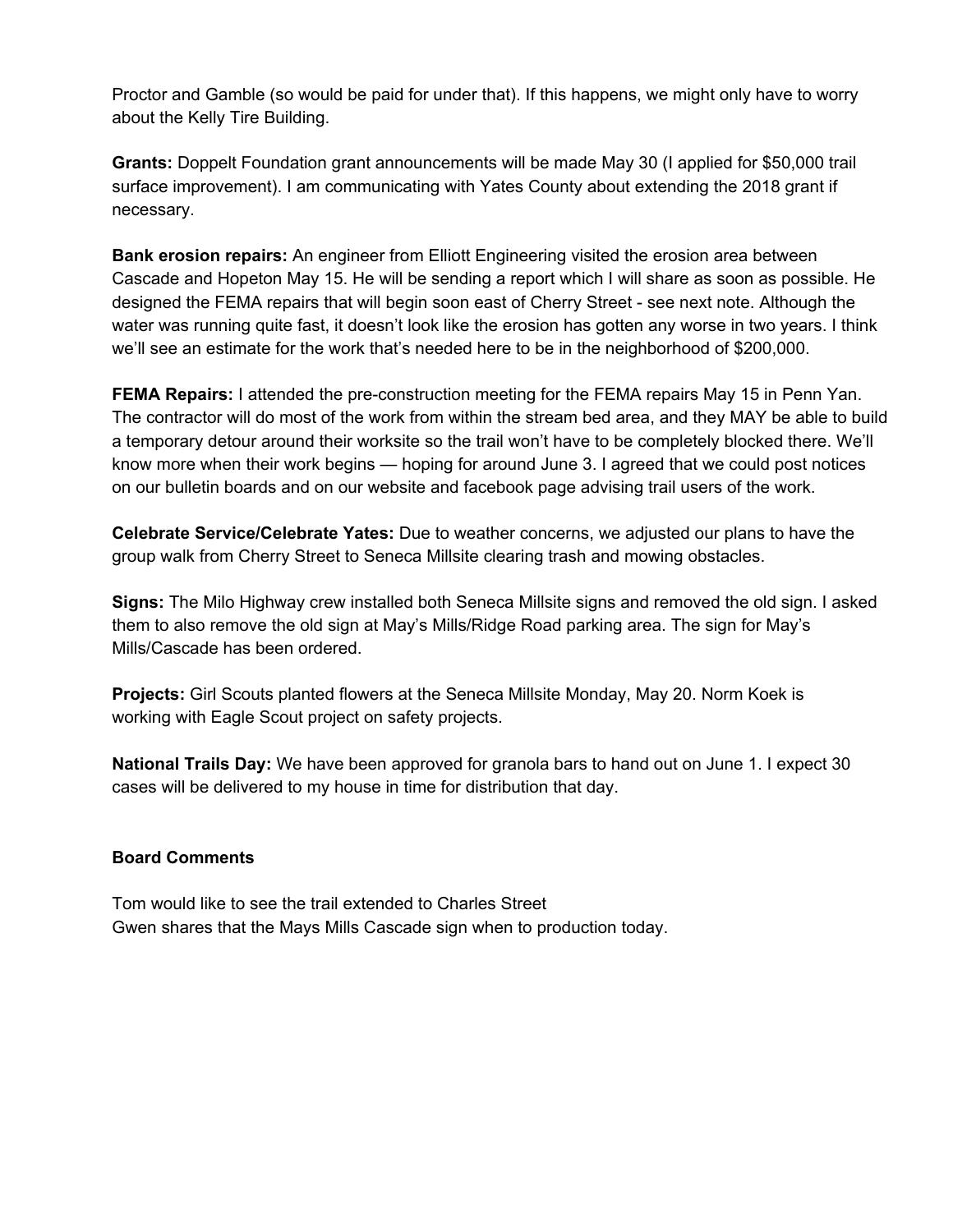Proctor and Gamble (so would be paid for under that). If this happens, we might only have to worry about the Kelly Tire Building.

**Grants:** Doppelt Foundation grant announcements will be made May 30 (I applied for $50,000 trail surface improvement). I am communicating with Yates County about extending the 2018 grant if necessary.

**Bank erosion repairs:** An engineer from Elliott Engineering visited the erosion area between Cascade and Hopeton May 15. He will be sending a report which I will share as soon as possible. He designed the FEMA repairs that will begin soon east of Cherry Street - see next note. Although the water was running quite fast, it doesn't look like the erosion has gotten any worse in two years. I think we'll see an estimate for the work that's needed here to be in the neighborhood of $200,000.

**FEMA Repairs:** I attended the pre-construction meeting for the FEMA repairs May 15 in Penn Yan. The contractor will do most of the work from within the stream bed area, and they MAY be able to build a temporary detour around their worksite so the trail won't have to be completely blocked there. We'll know more when their work begins — hoping for around June 3. I agreed that we could post notices on our bulletin boards and on our website and facebook page advising trail users of the work.

**Celebrate Service/Celebrate Yates:** Due to weather concerns, we adjusted our plans to have the group walk from Cherry Street to Seneca Millsite clearing trash and mowing obstacles.

**Signs:** The Milo Highway crew installed both Seneca Millsite signs and removed the old sign. I asked them to also remove the old sign at May's Mills/Ridge Road parking area. The sign for May's Mills/Cascade has been ordered.

**Projects:** Girl Scouts planted flowers at the Seneca Millsite Monday, May 20. Norm Koek is working with Eagle Scout project on safety projects.

**National Trails Day:** We have been approved for granola bars to hand out on June 1. I expect 30 cases will be delivered to my house in time for distribution that day.

**Board Comments**

Tom would like to see the trail extended to Charles Street
Gwen shares that the Mays Mills Cascade sign when to production today.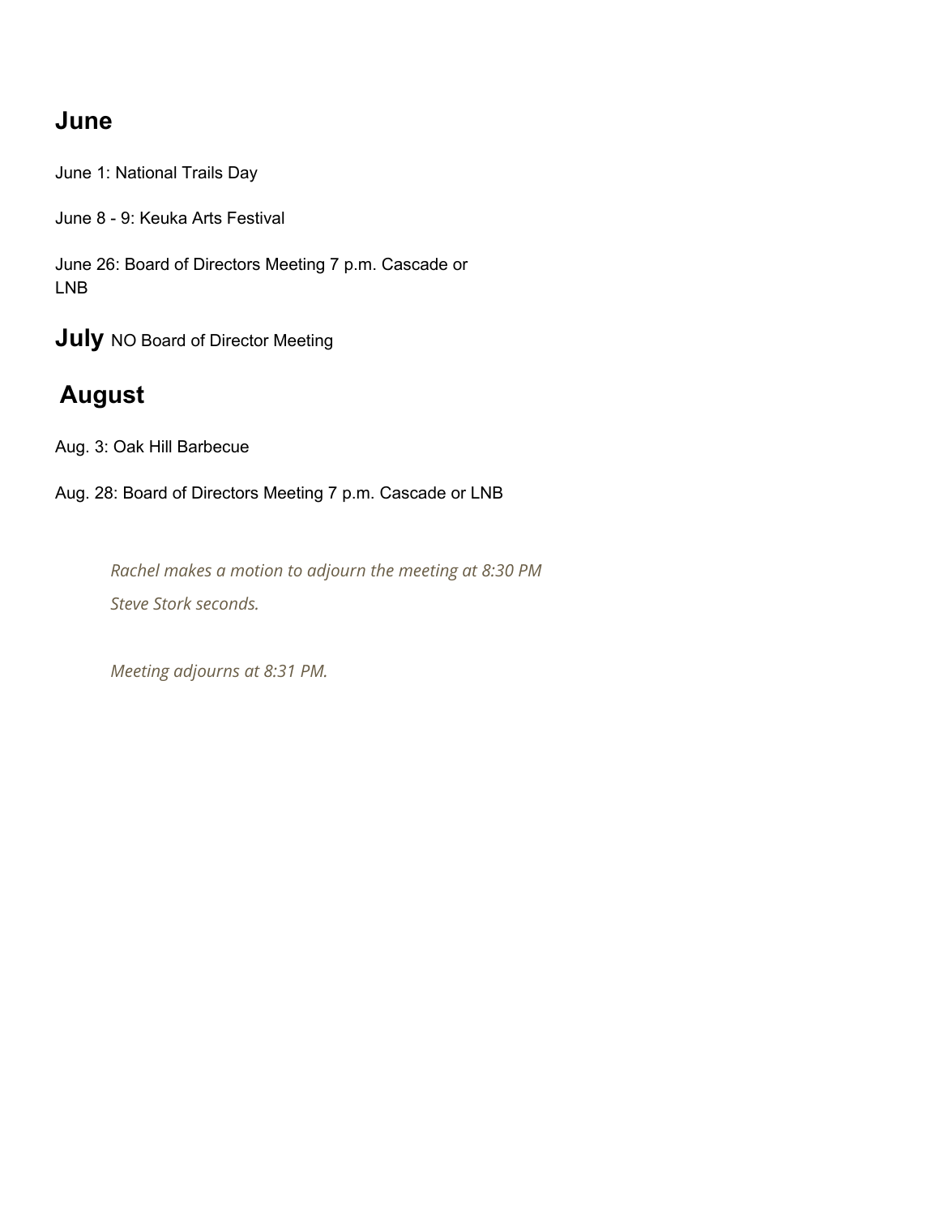## June

June 1: National Trails Day

June 8 - 9: Keuka Arts Festival

June 26: Board of Directors Meeting 7 p.m. Cascade or LNB

## July

NO Board of Director Meeting

## August

Aug. 3: Oak Hill Barbecue

Aug. 28: Board of Directors Meeting 7 p.m. Cascade or LNB

*Rachel makes a motion to adjourn the meeting at 8:30 PM*

*Steve Stork seconds.*

*Meeting adjourns at 8:31 PM.*